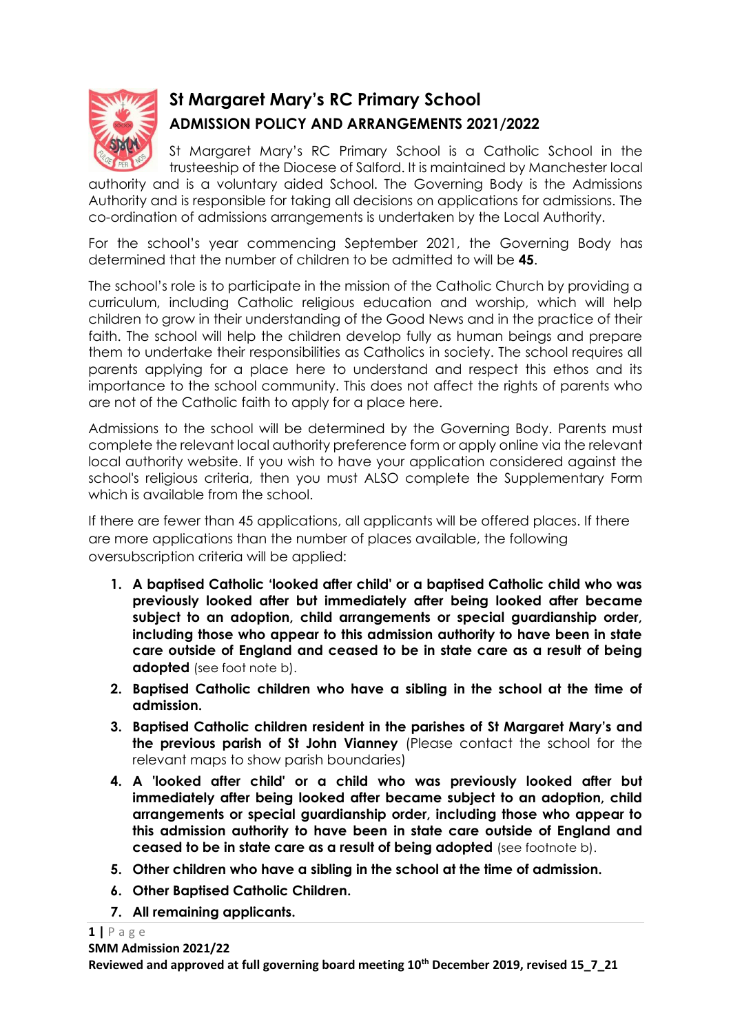# St Margaret Mary's RC Primary School

## ADMISSION POLICY AND ARRANGEMENTS 2021/2022

St Margaret Mary's RC Primary School is a Catholic School in the trusteeship of the Diocese of Salford. It is maintained by Manchester local authority and is a voluntary aided School. The Governing Body is the Admissions Authority and is responsible for taking all decisions on applications for admissions. The co-ordination of admissions arrangements is undertaken by the Local Authority.

For the school's year commencing September 2021, the Governing Body has determined that the number of children to be admitted to will be **45**.

The school's role is to participate in the mission of the Catholic Church by providing a curriculum, including Catholic religious education and worship, which will help children to grow in their understanding of the Good News and in the practice of their faith. The school will help the children develop fully as human beings and prepare them to undertake their responsibilities as Catholics in society. The school requires all parents applying for a place here to understand and respect this ethos and its importance to the school community. This does not affect the rights of parents who are not of the Catholic faith to apply for a place here.

Admissions to the school will be determined by the Governing Body. Parents must complete the relevant local authority preference form or apply online via the relevant local authority website. If you wish to have your application considered against the school's religious criteria, then you must ALSO complete the Supplementary Form which is available from the school.

If there are fewer than 45 applications, all applicants will be offered places. If there are more applications than the number of places available, the following oversubscription criteria will be applied:

1. **A baptised Catholic 'looked after child' or a baptised Catholic child who was previously looked after but immediately after being looked after became subject to an adoption, child arrangements or special guardianship order, including those who appear to this admission authority to have been in state care outside of England and ceased to be in state care as a result of being adopted** (see foot note b).
2. **Baptised Catholic children who have a sibling in the school at the time of admission.**
3. **Baptised Catholic children resident in the parishes of St Margaret Mary's and the previous parish of St John Vianney** (Please contact the school for the relevant maps to show parish boundaries)
4. **A 'looked after child' or a child who was previously looked after but immediately after being looked after became subject to an adoption, child arrangements or special guardianship order, including those who appear to this admission authority to have been in state care outside of England and ceased to be in state care as a result of being adopted** (see footnote b).
5. **Other children who have a sibling in the school at the time of admission.**
6. **Other Baptised Catholic Children.**
7. **All remaining applicants.**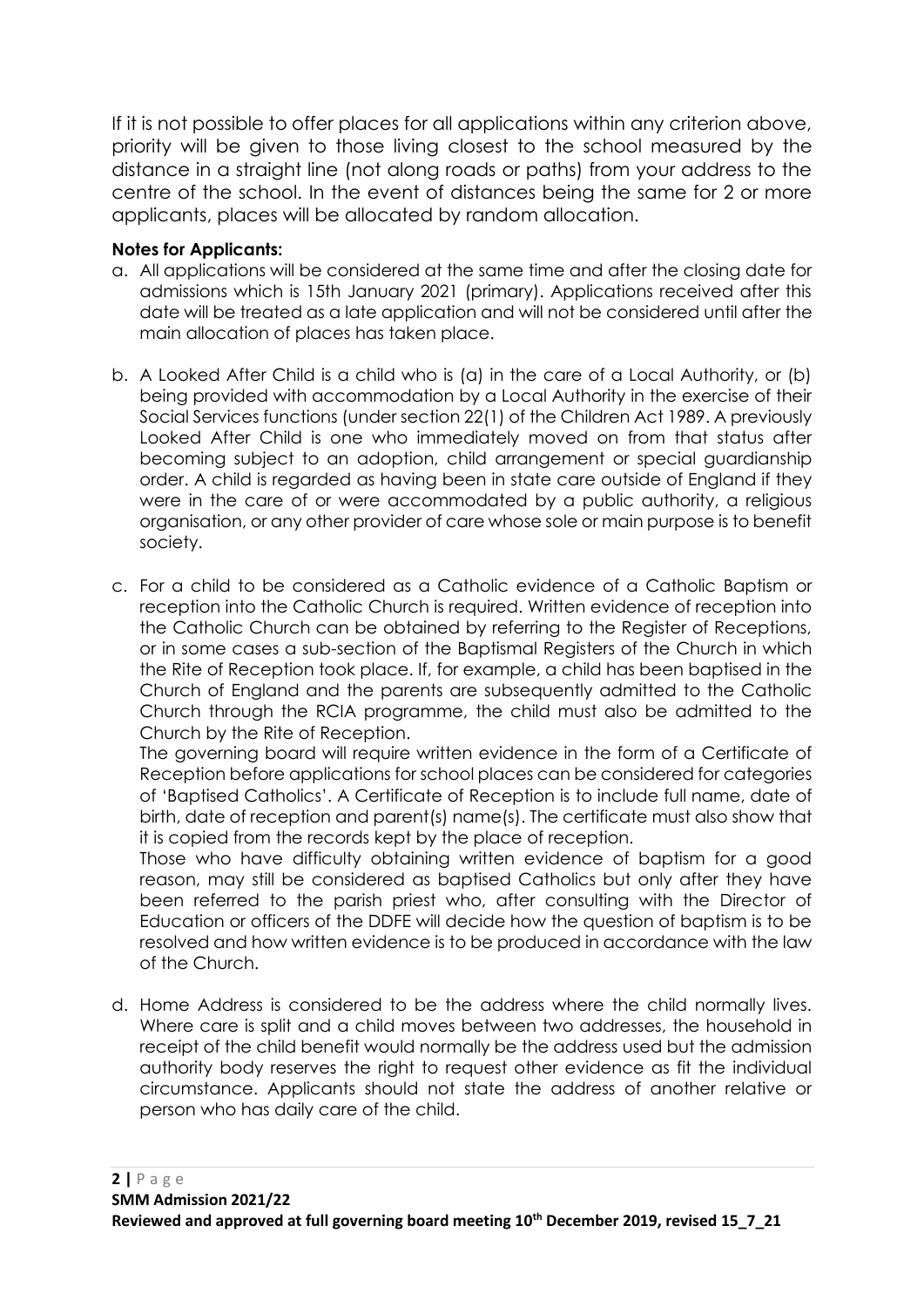If it is not possible to offer places for all applications within any criterion above, priority will be given to those living closest to the school measured by the distance in a straight line (not along roads or paths) from your address to the centre of the school. In the event of distances being the same for 2 or more applicants, places will be allocated by random allocation.

**Notes for Applicants:**

a. All applications will be considered at the same time and after the closing date for admissions which is 15th January 2021 (primary). Applications received after this date will be treated as a late application and will not be considered until after the main allocation of places has taken place.

b. A Looked After Child is a child who is (a) in the care of a Local Authority, or (b) being provided with accommodation by a Local Authority in the exercise of their Social Services functions (under section 22(1) of the Children Act 1989. A previously Looked After Child is one who immediately moved on from that status after becoming subject to an adoption, child arrangement or special guardianship order. A child is regarded as having been in state care outside of England if they were in the care of or were accommodated by a public authority, a religious organisation, or any other provider of care whose sole or main purpose is to benefit society.

c. For a child to be considered as a Catholic evidence of a Catholic Baptism or reception into the Catholic Church is required. Written evidence of reception into the Catholic Church can be obtained by referring to the Register of Receptions, or in some cases a sub-section of the Baptismal Registers of the Church in which the Rite of Reception took place. If, for example, a child has been baptised in the Church of England and the parents are subsequently admitted to the Catholic Church through the RCIA programme, the child must also be admitted to the Church by the Rite of Reception.

   The governing board will require written evidence in the form of a Certificate of Reception before applications for school places can be considered for categories of 'Baptised Catholics'. A Certificate of Reception is to include full name, date of birth, date of reception and parent(s) name(s). The certificate must also show that it is copied from the records kept by the place of reception.

   Those who have difficulty obtaining written evidence of baptism for a good reason, may still be considered as baptised Catholics but only after they have been referred to the parish priest who, after consulting with the Director of Education or officers of the DDFE will decide how the question of baptism is to be resolved and how written evidence is to be produced in accordance with the law of the Church.

d. Home Address is considered to be the address where the child normally lives. Where care is split and a child moves between two addresses, the household in receipt of the child benefit would normally be the address used but the admission authority body reserves the right to request other evidence as fit the individual circumstance. Applicants should not state the address of another relative or person who has daily care of the child.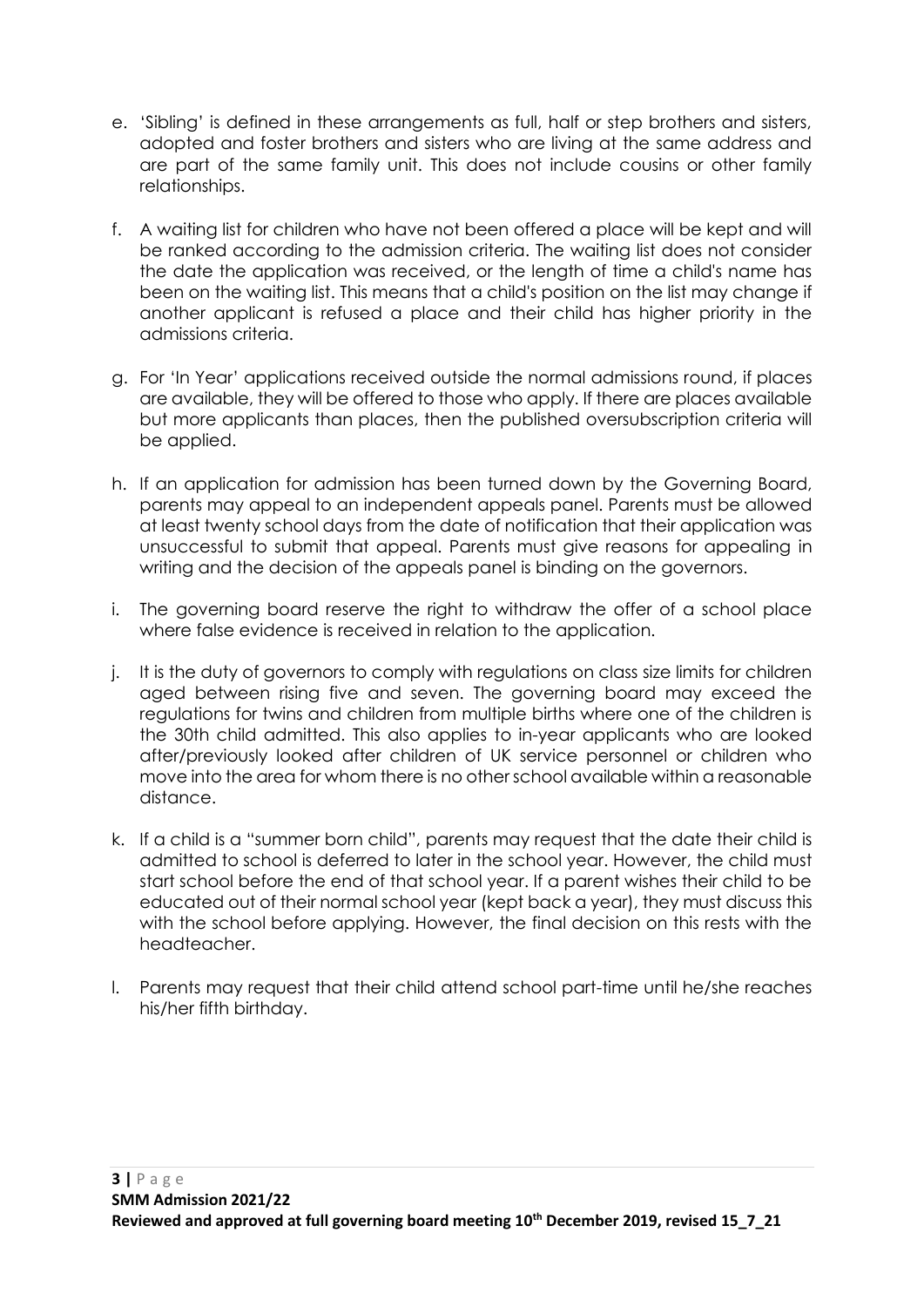e. 'Sibling' is defined in these arrangements as full, half or step brothers and sisters, adopted and foster brothers and sisters who are living at the same address and are part of the same family unit. This does not include cousins or other family relationships.

f. A waiting list for children who have not been offered a place will be kept and will be ranked according to the admission criteria. The waiting list does not consider the date the application was received, or the length of time a child's name has been on the waiting list. This means that a child's position on the list may change if another applicant is refused a place and their child has higher priority in the admissions criteria.

g. For 'In Year' applications received outside the normal admissions round, if places are available, they will be offered to those who apply. If there are places available but more applicants than places, then the published oversubscription criteria will be applied.

h. If an application for admission has been turned down by the Governing Board, parents may appeal to an independent appeals panel. Parents must be allowed at least twenty school days from the date of notification that their application was unsuccessful to submit that appeal. Parents must give reasons for appealing in writing and the decision of the appeals panel is binding on the governors.

i. The governing board reserve the right to withdraw the offer of a school place where false evidence is received in relation to the application.

j. It is the duty of governors to comply with regulations on class size limits for children aged between rising five and seven. The governing board may exceed the regulations for twins and children from multiple births where one of the children is the 30th child admitted. This also applies to in-year applicants who are looked after/previously looked after children of UK service personnel or children who move into the area for whom there is no other school available within a reasonable distance.

k. If a child is a "summer born child", parents may request that the date their child is admitted to school is deferred to later in the school year. However, the child must start school before the end of that school year. If a parent wishes their child to be educated out of their normal school year (kept back a year), they must discuss this with the school before applying. However, the final decision on this rests with the headteacher.

l. Parents may request that their child attend school part-time until he/she reaches his/her fifth birthday.